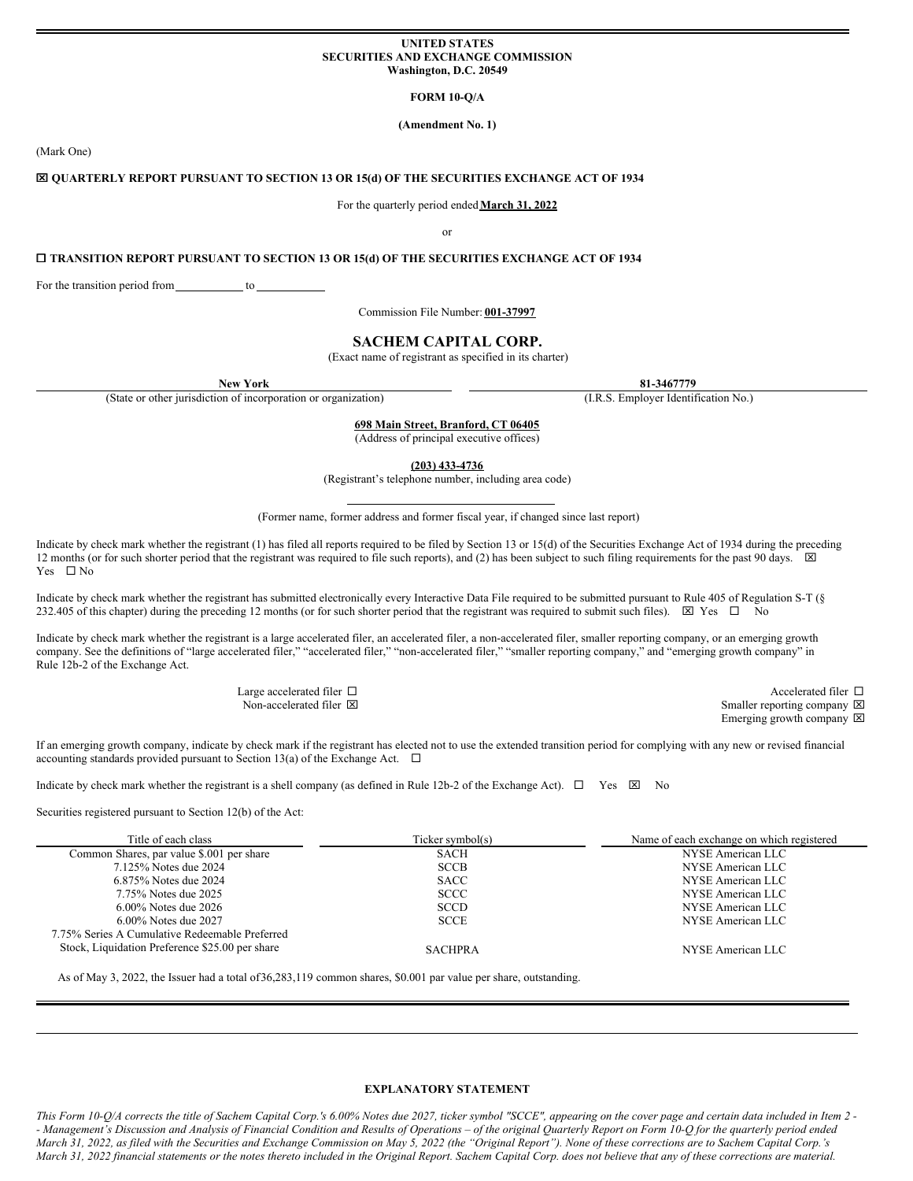**UNITED STATES**
**SECURITIES AND EXCHANGE COMMISSION**
**Washington, D.C. 20549**

**FORM 10-Q/A**

**(Amendment No. 1)**

(Mark One)

☒ **QUARTERLY REPORT PURSUANT TO SECTION 13 OR 15(d) OF THE SECURITIES EXCHANGE ACT OF 1934**

For the quarterly period ended **March 31, 2022**

or

☐ **TRANSITION REPORT PURSUANT TO SECTION 13 OR 15(d) OF THE SECURITIES EXCHANGE ACT OF 1934**

For the transition period from \_\_\_\_\_\_\_\_\_\_ to \_\_\_\_\_\_\_\_\_\_

Commission File Number: **001-37997**

# SACHEM CAPITAL CORP.

(Exact name of registrant as specified in its charter)

| **New York** | **81-3467779** |
|---|---|
| (State or other jurisdiction of incorporation or organization) | (I.R.S. Employer Identification No.) |

**698 Main Street, Branford, CT 06405**
(Address of principal executive offices)

**(203) 433-4736**
(Registrant's telephone number, including area code)

(Former name, former address and former fiscal year, if changed since last report)

Indicate by check mark whether the registrant (1) has filed all reports required to be filed by Section 13 or 15(d) of the Securities Exchange Act of 1934 during the preceding 12 months (or for such shorter period that the registrant was required to file such reports), and (2) has been subject to such filing requirements for the past 90 days. ☒ Yes ☐ No

Indicate by check mark whether the registrant has submitted electronically every Interactive Data File required to be submitted pursuant to Rule 405 of Regulation S-T (§ 232.405 of this chapter) during the preceding 12 months (or for such shorter period that the registrant was required to submit such files). ☒ Yes ☐ No

Indicate by check mark whether the registrant is a large accelerated filer, an accelerated filer, a non-accelerated filer, smaller reporting company, or an emerging growth company. See the definitions of "large accelerated filer," "accelerated filer," "non-accelerated filer," "smaller reporting company," and "emerging growth company" in Rule 12b-2 of the Exchange Act.

| | |
|---|---|
| Large accelerated filer ☐ | Accelerated filer ☐ |
| Non-accelerated filer ☒ | Smaller reporting company ☒ |
| | Emerging growth company ☒ |

If an emerging growth company, indicate by check mark if the registrant has elected not to use the extended transition period for complying with any new or revised financial accounting standards provided pursuant to Section 13(a) of the Exchange Act. ☐

Indicate by check mark whether the registrant is a shell company (as defined in Rule 12b-2 of the Exchange Act). ☐ Yes ☒ No

Securities registered pursuant to Section 12(b) of the Act:

| Title of each class | Ticker symbol(s) | Name of each exchange on which registered |
|---|---|---|
| Common Shares, par value $.001 per share | SACH | NYSE American LLC |
| 7.125% Notes due 2024 | SCCB | NYSE American LLC |
| 6.875% Notes due 2024 | SACC | NYSE American LLC |
| 7.75% Notes due 2025 | SCCC | NYSE American LLC |
| 6.00% Notes due 2026 | SCCD | NYSE American LLC |
| 6.00% Notes due 2027 | SCCE | NYSE American LLC |
| 7.75% Series A Cumulative Redeemable Preferred Stock, Liquidation Preference $25.00 per share | SACHPRA | NYSE American LLC |

As of May 3, 2022, the Issuer had a total of 36,283,119 common shares, $0.001 par value per share, outstanding.

**EXPLANATORY STATEMENT**

*This Form 10-Q/A corrects the title of Sachem Capital Corp.'s 6.00% Notes due 2027, ticker symbol "SCCE", appearing on the cover page and certain data included in Item 2 -- Management's Discussion and Analysis of Financial Condition and Results of Operations – of the original Quarterly Report on Form 10-Q for the quarterly period ended March 31, 2022, as filed with the Securities and Exchange Commission on May 5, 2022 (the "Original Report"). None of these corrections are to Sachem Capital Corp.'s March 31, 2022 financial statements or the notes thereto included in the Original Report. Sachem Capital Corp. does not believe that any of these corrections are material.*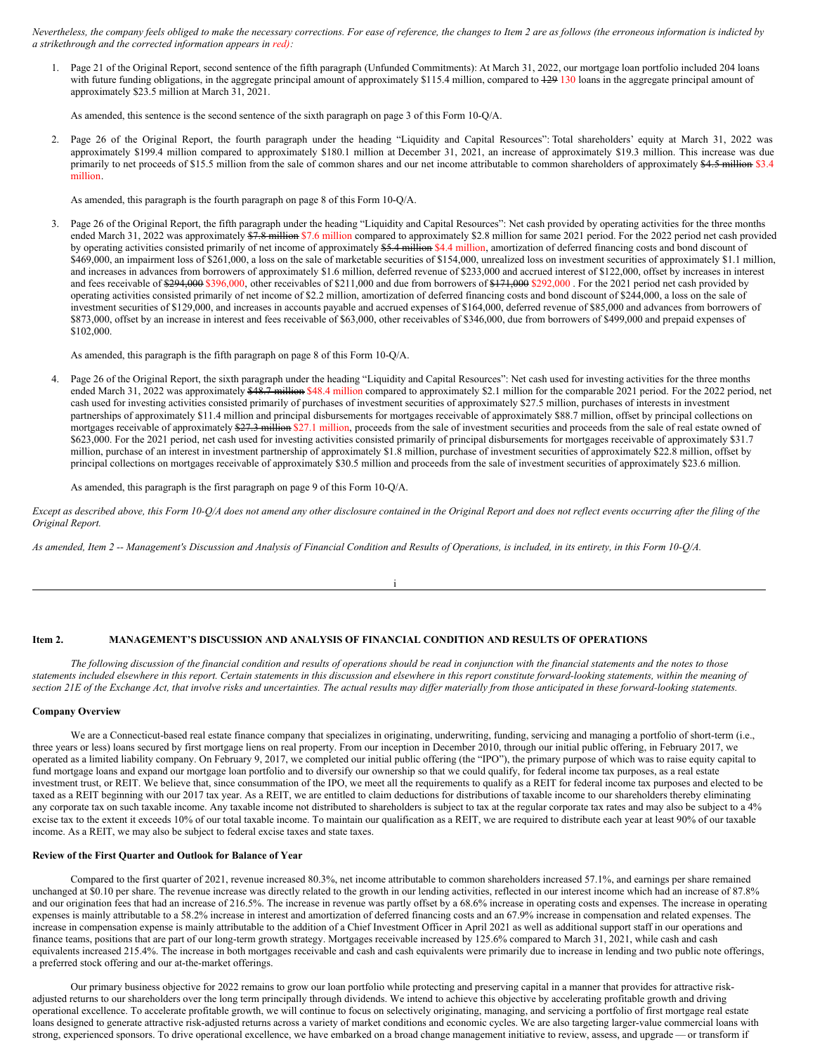*Nevertheless, the company feels obliged to make the necessary corrections. For ease of reference, the changes to Item 2 are as follows (the erroneous information is indicted by a strikethrough and the corrected information appears in red):*

1. Page 21 of the Original Report, second sentence of the fifth paragraph (Unfunded Commitments): At March 31, 2022, our mortgage loan portfolio included 204 loans with future funding obligations, in the aggregate principal amount of approximately $115.4 million, compared to ~~129~~ 130 loans in the aggregate principal amount of approximately $23.5 million at March 31, 2021.

   As amended, this sentence is the second sentence of the sixth paragraph on page 3 of this Form 10-Q/A.

2. Page 26 of the Original Report, the fourth paragraph under the heading "Liquidity and Capital Resources": Total shareholders' equity at March 31, 2022 was approximately $199.4 million compared to approximately $180.1 million at December 31, 2021, an increase of approximately $19.3 million. This increase was due primarily to net proceeds of $15.5 million from the sale of common shares and our net income attributable to common shareholders of approximately ~~$4.5 million~~ $3.4 million.

   As amended, this paragraph is the fourth paragraph on page 8 of this Form 10-Q/A.

3. Page 26 of the Original Report, the fifth paragraph under the heading "Liquidity and Capital Resources": Net cash provided by operating activities for the three months ended March 31, 2022 was approximately ~~$7.8 million~~ $7.6 million compared to approximately $2.8 million for same 2021 period. For the 2022 period net cash provided by operating activities consisted primarily of net income of approximately ~~$5.4 million~~ $4.4 million, amortization of deferred financing costs and bond discount of $469,000, an impairment loss of $261,000, a loss on the sale of marketable securities of $154,000, unrealized loss on investment securities of approximately $1.1 million, and increases in advances from borrowers of approximately $1.6 million, deferred revenue of $233,000 and accrued interest of $122,000, offset by increases in interest and fees receivable of ~~$294,000~~ $396,000, other receivables of $211,000 and due from borrowers of ~~$171,000~~ $292,000 . For the 2021 period net cash provided by operating activities consisted primarily of net income of $2.2 million, amortization of deferred financing costs and bond discount of $244,000, a loss on the sale of investment securities of $129,000, and increases in accounts payable and accrued expenses of $164,000, deferred revenue of $85,000 and advances from borrowers of $873,000, offset by an increase in interest and fees receivable of $63,000, other receivables of $346,000, due from borrowers of $499,000 and prepaid expenses of $102,000.

   As amended, this paragraph is the fifth paragraph on page 8 of this Form 10-Q/A.

4. Page 26 of the Original Report, the sixth paragraph under the heading "Liquidity and Capital Resources": Net cash used for investing activities for the three months ended March 31, 2022 was approximately ~~$48.7 million~~ $48.4 million compared to approximately $2.1 million for the comparable 2021 period. For the 2022 period, net cash used for investing activities consisted primarily of purchases of investment securities of approximately $27.5 million, purchases of interests in investment partnerships of approximately $11.4 million and principal disbursements for mortgages receivable of approximately $88.7 million, offset by principal collections on mortgages receivable of approximately ~~$27.3 million~~ $27.1 million, proceeds from the sale of investment securities and proceeds from the sale of real estate owned of $623,000. For the 2021 period, net cash used for investing activities consisted primarily of principal disbursements for mortgages receivable of approximately $31.7 million, purchase of an interest in investment partnership of approximately $1.8 million, purchase of investment securities of approximately $22.8 million, offset by principal collections on mortgages receivable of approximately $30.5 million and proceeds from the sale of investment securities of approximately $23.6 million.

   As amended, this paragraph is the first paragraph on page 9 of this Form 10-Q/A.

*Except as described above, this Form 10-Q/A does not amend any other disclosure contained in the Original Report and does not reflect events occurring after the filing of the Original Report.*

*As amended, Item 2 -- Management's Discussion and Analysis of Financial Condition and Results of Operations, is included, in its entirety, in this Form 10-Q/A.*

## Item 2. MANAGEMENT'S DISCUSSION AND ANALYSIS OF FINANCIAL CONDITION AND RESULTS OF OPERATIONS

*The following discussion of the financial condition and results of operations should be read in conjunction with the financial statements and the notes to those statements included elsewhere in this report. Certain statements in this discussion and elsewhere in this report constitute forward-looking statements, within the meaning of section 21E of the Exchange Act, that involve risks and uncertainties. The actual results may differ materially from those anticipated in these forward-looking statements.*

**Company Overview**

We are a Connecticut-based real estate finance company that specializes in originating, underwriting, funding, servicing and managing a portfolio of short-term (i.e., three years or less) loans secured by first mortgage liens on real property. From our inception in December 2010, through our initial public offering, in February 2017, we operated as a limited liability company. On February 9, 2017, we completed our initial public offering (the "IPO"), the primary purpose of which was to raise equity capital to fund mortgage loans and expand our mortgage loan portfolio and to diversify our ownership so that we could qualify, for federal income tax purposes, as a real estate investment trust, or REIT. We believe that, since consummation of the IPO, we meet all the requirements to qualify as a REIT for federal income tax purposes and elected to be taxed as a REIT beginning with our 2017 tax year. As a REIT, we are entitled to claim deductions for distributions of taxable income to our shareholders thereby eliminating any corporate tax on such taxable income. Any taxable income not distributed to shareholders is subject to tax at the regular corporate tax rates and may also be subject to a 4% excise tax to the extent it exceeds 10% of our total taxable income. To maintain our qualification as a REIT, we are required to distribute each year at least 90% of our taxable income. As a REIT, we may also be subject to federal excise taxes and state taxes.

**Review of the First Quarter and Outlook for Balance of Year**

Compared to the first quarter of 2021, revenue increased 80.3%, net income attributable to common shareholders increased 57.1%, and earnings per share remained unchanged at $0.10 per share. The revenue increase was directly related to the growth in our lending activities, reflected in our interest income which had an increase of 87.8% and our origination fees that had an increase of 216.5%. The increase in revenue was partly offset by a 68.6% increase in operating costs and expenses. The increase in operating expenses is mainly attributable to a 58.2% increase in interest and amortization of deferred financing costs and an 67.9% increase in compensation and related expenses. The increase in compensation expense is mainly attributable to the addition of a Chief Investment Officer in April 2021 as well as additional support staff in our operations and finance teams, positions that are part of our long-term growth strategy. Mortgages receivable increased by 125.6% compared to March 31, 2021, while cash and cash equivalents increased 215.4%. The increase in both mortgages receivable and cash and cash equivalents were primarily due to increase in lending and two public note offerings, a preferred stock offering and our at-the-market offerings.

Our primary business objective for 2022 remains to grow our loan portfolio while protecting and preserving capital in a manner that provides for attractive risk-adjusted returns to our shareholders over the long term principally through dividends. We intend to achieve this objective by accelerating profitable growth and driving operational excellence. To accelerate profitable growth, we will continue to focus on selectively originating, managing, and servicing a portfolio of first mortgage real estate loans designed to generate attractive risk-adjusted returns across a variety of market conditions and economic cycles. We are also targeting larger-value commercial loans with strong, experienced sponsors. To drive operational excellence, we have embarked on a broad change management initiative to review, assess, and upgrade — or transform if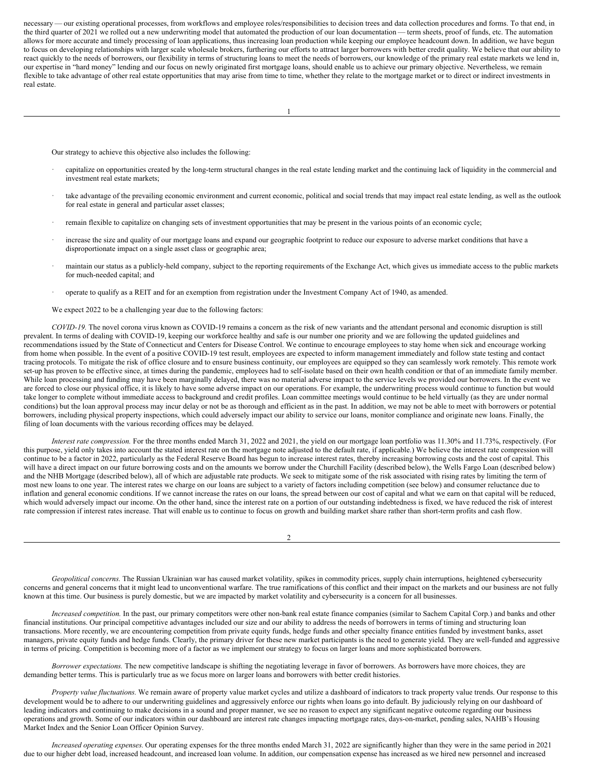necessary — our existing operational processes, from workflows and employee roles/responsibilities to decision trees and data collection procedures and forms. To that end, in the third quarter of 2021 we rolled out a new underwriting model that automated the production of our loan documentation — term sheets, proof of funds, etc. The automation allows for more accurate and timely processing of loan applications, thus increasing loan production while keeping our employee headcount down. In addition, we have begun to focus on developing relationships with larger scale wholesale brokers, furthering our efforts to attract larger borrowers with better credit quality. We believe that our ability to react quickly to the needs of borrowers, our flexibility in terms of structuring loans to meet the needs of borrowers, our knowledge of the primary real estate markets we lend in, our expertise in "hard money" lending and our focus on newly originated first mortgage loans, should enable us to achieve our primary objective. Nevertheless, we remain flexible to take advantage of other real estate opportunities that may arise from time to time, whether they relate to the mortgage market or to direct or indirect investments in real estate.

Our strategy to achieve this objective also includes the following:

- capitalize on opportunities created by the long-term structural changes in the real estate lending market and the continuing lack of liquidity in the commercial and investment real estate markets;
- take advantage of the prevailing economic environment and current economic, political and social trends that may impact real estate lending, as well as the outlook for real estate in general and particular asset classes;
- remain flexible to capitalize on changing sets of investment opportunities that may be present in the various points of an economic cycle;
- increase the size and quality of our mortgage loans and expand our geographic footprint to reduce our exposure to adverse market conditions that have a disproportionate impact on a single asset class or geographic area;
- maintain our status as a publicly-held company, subject to the reporting requirements of the Exchange Act, which gives us immediate access to the public markets for much-needed capital; and
- operate to qualify as a REIT and for an exemption from registration under the Investment Company Act of 1940, as amended.

We expect 2022 to be a challenging year due to the following factors:

*COVID-19.* The novel corona virus known as COVID-19 remains a concern as the risk of new variants and the attendant personal and economic disruption is still prevalent. In terms of dealing with COVID-19, keeping our workforce healthy and safe is our number one priority and we are following the updated guidelines and recommendations issued by the State of Connecticut and Centers for Disease Control. We continue to encourage employees to stay home when sick and encourage working from home when possible. In the event of a positive COVID-19 test result, employees are expected to inform management immediately and follow state testing and contact tracing protocols. To mitigate the risk of office closure and to ensure business continuity, our employees are equipped so they can seamlessly work remotely. This remote work set-up has proven to be effective since, at times during the pandemic, employees had to self-isolate based on their own health condition or that of an immediate family member. While loan processing and funding may have been marginally delayed, there was no material adverse impact to the service levels we provided our borrowers. In the event we are forced to close our physical office, it is likely to have some adverse impact on our operations. For example, the underwriting process would continue to function but would take longer to complete without immediate access to background and credit profiles. Loan committee meetings would continue to be held virtually (as they are under normal conditions) but the loan approval process may incur delay or not be as thorough and efficient as in the past. In addition, we may not be able to meet with borrowers or potential borrowers, including physical property inspections, which could adversely impact our ability to service our loans, monitor compliance and originate new loans. Finally, the filing of loan documents with the various recording offices may be delayed.

*Interest rate compression.* For the three months ended March 31, 2022 and 2021, the yield on our mortgage loan portfolio was 11.30% and 11.73%, respectively. (For this purpose, yield only takes into account the stated interest rate on the mortgage note adjusted to the default rate, if applicable.) We believe the interest rate compression will continue to be a factor in 2022, particularly as the Federal Reserve Board has begun to increase interest rates, thereby increasing borrowing costs and the cost of capital. This will have a direct impact on our future borrowing costs and on the amounts we borrow under the Churchill Facility (described below), the Wells Fargo Loan (described below) and the NHB Mortgage (described below), all of which are adjustable rate products. We seek to mitigate some of the risk associated with rising rates by limiting the term of most new loans to one year. The interest rates we charge on our loans are subject to a variety of factors including competition (see below) and consumer reluctance due to inflation and general economic conditions. If we cannot increase the rates on our loans, the spread between our cost of capital and what we earn on that capital will be reduced, which would adversely impact our income. On the other hand, since the interest rate on a portion of our outstanding indebtedness is fixed, we have reduced the risk of interest rate compression if interest rates increase. That will enable us to continue to focus on growth and building market share rather than short-term profits and cash flow.

*Geopolitical concerns.* The Russian Ukrainian war has caused market volatility, spikes in commodity prices, supply chain interruptions, heightened cybersecurity concerns and general concerns that it might lead to unconventional warfare. The true ramifications of this conflict and their impact on the markets and our business are not fully known at this time. Our business is purely domestic, but we are impacted by market volatility and cybersecurity is a concern for all businesses.

*Increased competition.* In the past, our primary competitors were other non-bank real estate finance companies (similar to Sachem Capital Corp.) and banks and other financial institutions. Our principal competitive advantages included our size and our ability to address the needs of borrowers in terms of timing and structuring loan transactions. More recently, we are encountering competition from private equity funds, hedge funds and other specialty finance entities funded by investment banks, asset managers, private equity funds and hedge funds. Clearly, the primary driver for these new market participants is the need to generate yield. They are well-funded and aggressive in terms of pricing. Competition is becoming more of a factor as we implement our strategy to focus on larger loans and more sophisticated borrowers.

*Borrower expectations.* The new competitive landscape is shifting the negotiating leverage in favor of borrowers. As borrowers have more choices, they are demanding better terms. This is particularly true as we focus more on larger loans and borrowers with better credit histories.

*Property value fluctuations.* We remain aware of property value market cycles and utilize a dashboard of indicators to track property value trends. Our response to this development would be to adhere to our underwriting guidelines and aggressively enforce our rights when loans go into default. By judiciously relying on our dashboard of leading indicators and continuing to make decisions in a sound and proper manner, we see no reason to expect any significant negative outcome regarding our business operations and growth. Some of our indicators within our dashboard are interest rate changes impacting mortgage rates, days-on-market, pending sales, NAHB's Housing Market Index and the Senior Loan Officer Opinion Survey.

*Increased operating expenses.* Our operating expenses for the three months ended March 31, 2022 are significantly higher than they were in the same period in 2021 due to our higher debt load, increased headcount, and increased loan volume. In addition, our compensation expense has increased as we hired new personnel and increased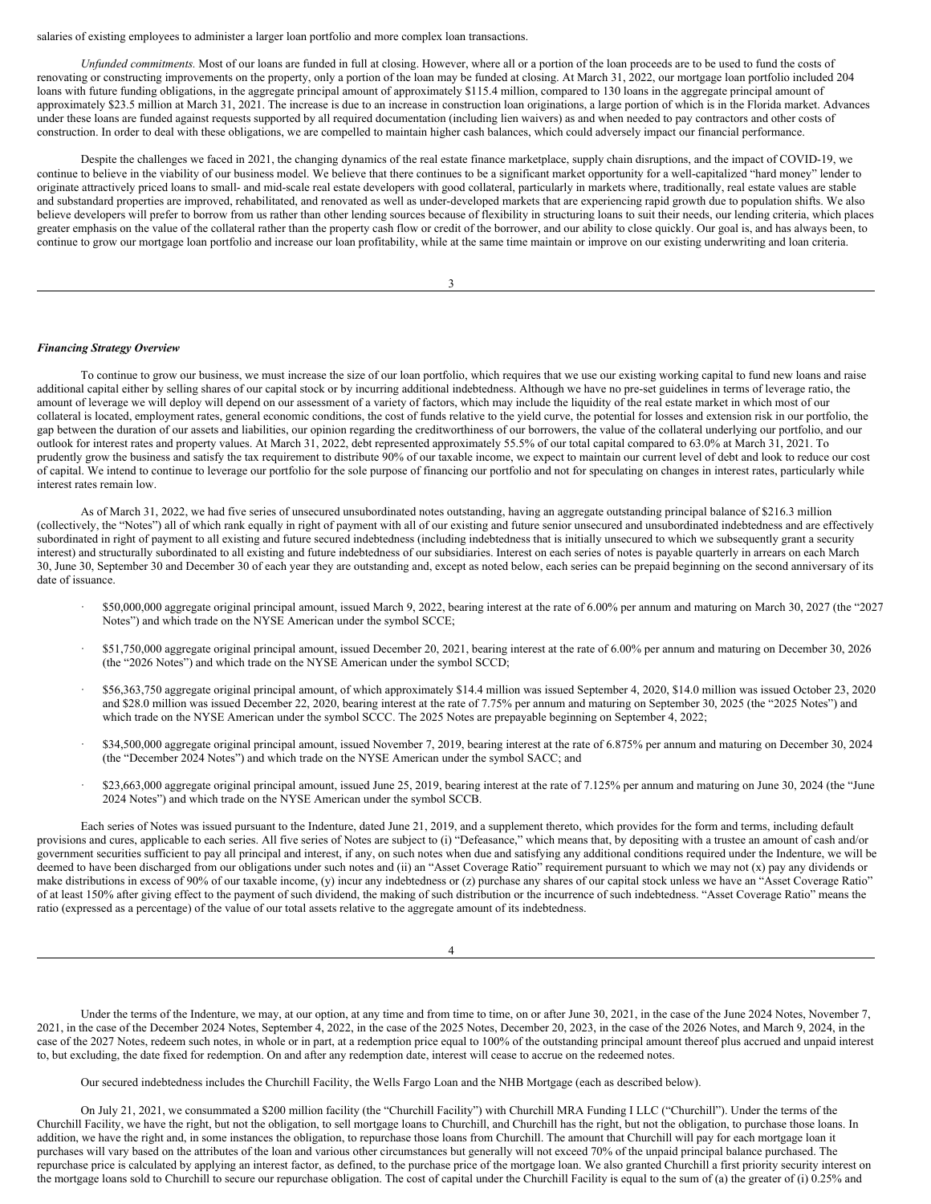salaries of existing employees to administer a larger loan portfolio and more complex loan transactions.

*Unfunded commitments.* Most of our loans are funded in full at closing. However, where all or a portion of the loan proceeds are to be used to fund the costs of renovating or constructing improvements on the property, only a portion of the loan may be funded at closing. At March 31, 2022, our mortgage loan portfolio included 204 loans with future funding obligations, in the aggregate principal amount of approximately $115.4 million, compared to 130 loans in the aggregate principal amount of approximately $23.5 million at March 31, 2021. The increase is due to an increase in construction loan originations, a large portion of which is in the Florida market. Advances under these loans are funded against requests supported by all required documentation (including lien waivers) as and when needed to pay contractors and other costs of construction. In order to deal with these obligations, we are compelled to maintain higher cash balances, which could adversely impact our financial performance.

Despite the challenges we faced in 2021, the changing dynamics of the real estate finance marketplace, supply chain disruptions, and the impact of COVID-19, we continue to believe in the viability of our business model. We believe that there continues to be a significant market opportunity for a well-capitalized "hard money" lender to originate attractively priced loans to small- and mid-scale real estate developers with good collateral, particularly in markets where, traditionally, real estate values are stable and substandard properties are improved, rehabilitated, and renovated as well as under-developed markets that are experiencing rapid growth due to population shifts. We also believe developers will prefer to borrow from us rather than other lending sources because of flexibility in structuring loans to suit their needs, our lending criteria, which places greater emphasis on the value of the collateral rather than the property cash flow or credit of the borrower, and our ability to close quickly. Our goal is, and has always been, to continue to grow our mortgage loan portfolio and increase our loan profitability, while at the same time maintain or improve on our existing underwriting and loan criteria.

***Financing Strategy Overview***

To continue to grow our business, we must increase the size of our loan portfolio, which requires that we use our existing working capital to fund new loans and raise additional capital either by selling shares of our capital stock or by incurring additional indebtedness. Although we have no pre-set guidelines in terms of leverage ratio, the amount of leverage we will deploy will depend on our assessment of a variety of factors, which may include the liquidity of the real estate market in which most of our collateral is located, employment rates, general economic conditions, the cost of funds relative to the yield curve, the potential for losses and extension risk in our portfolio, the gap between the duration of our assets and liabilities, our opinion regarding the creditworthiness of our borrowers, the value of the collateral underlying our portfolio, and our outlook for interest rates and property values. At March 31, 2022, debt represented approximately 55.5% of our total capital compared to 63.0% at March 31, 2021. To prudently grow the business and satisfy the tax requirement to distribute 90% of our taxable income, we expect to maintain our current level of debt and look to reduce our cost of capital. We intend to continue to leverage our portfolio for the sole purpose of financing our portfolio and not for speculating on changes in interest rates, particularly while interest rates remain low.

As of March 31, 2022, we had five series of unsecured unsubordinated notes outstanding, having an aggregate outstanding principal balance of $216.3 million (collectively, the "Notes") all of which rank equally in right of payment with all of our existing and future senior unsecured and unsubordinated indebtedness and are effectively subordinated in right of payment to all existing and future secured indebtedness (including indebtedness that is initially unsecured to which we subsequently grant a security interest) and structurally subordinated to all existing and future indebtedness of our subsidiaries. Interest on each series of notes is payable quarterly in arrears on each March 30, June 30, September 30 and December 30 of each year they are outstanding and, except as noted below, each series can be prepaid beginning on the second anniversary of its date of issuance.

- $50,000,000 aggregate original principal amount, issued March 9, 2022, bearing interest at the rate of 6.00% per annum and maturing on March 30, 2027 (the "2027 Notes") and which trade on the NYSE American under the symbol SCCE;
- $51,750,000 aggregate original principal amount, issued December 20, 2021, bearing interest at the rate of 6.00% per annum and maturing on December 30, 2026 (the "2026 Notes") and which trade on the NYSE American under the symbol SCCD;
- $56,363,750 aggregate original principal amount, of which approximately $14.4 million was issued September 4, 2020, $14.0 million was issued October 23, 2020 and $28.0 million was issued December 22, 2020, bearing interest at the rate of 7.75% per annum and maturing on September 30, 2025 (the "2025 Notes") and which trade on the NYSE American under the symbol SCCC. The 2025 Notes are prepayable beginning on September 4, 2022;
- $34,500,000 aggregate original principal amount, issued November 7, 2019, bearing interest at the rate of 6.875% per annum and maturing on December 30, 2024 (the "December 2024 Notes") and which trade on the NYSE American under the symbol SACC; and
- $23,663,000 aggregate original principal amount, issued June 25, 2019, bearing interest at the rate of 7.125% per annum and maturing on June 30, 2024 (the "June 2024 Notes") and which trade on the NYSE American under the symbol SCCB.

Each series of Notes was issued pursuant to the Indenture, dated June 21, 2019, and a supplement thereto, which provides for the form and terms, including default provisions and cures, applicable to each series. All five series of Notes are subject to (i) "Defeasance," which means that, by depositing with a trustee an amount of cash and/or government securities sufficient to pay all principal and interest, if any, on such notes when due and satisfying any additional conditions required under the Indenture, we will be deemed to have been discharged from our obligations under such notes and (ii) an "Asset Coverage Ratio" requirement pursuant to which we may not (x) pay any dividends or make distributions in excess of 90% of our taxable income, (y) incur any indebtedness or (z) purchase any shares of our capital stock unless we have an "Asset Coverage Ratio" of at least 150% after giving effect to the payment of such dividend, the making of such distribution or the incurrence of such indebtedness. "Asset Coverage Ratio" means the ratio (expressed as a percentage) of the value of our total assets relative to the aggregate amount of its indebtedness.

Under the terms of the Indenture, we may, at our option, at any time and from time to time, on or after June 30, 2021, in the case of the June 2024 Notes, November 7, 2021, in the case of the December 2024 Notes, September 4, 2022, in the case of the 2025 Notes, December 20, 2023, in the case of the 2026 Notes, and March 9, 2024, in the case of the 2027 Notes, redeem such notes, in whole or in part, at a redemption price equal to 100% of the outstanding principal amount thereof plus accrued and unpaid interest to, but excluding, the date fixed for redemption. On and after any redemption date, interest will cease to accrue on the redeemed notes.

Our secured indebtedness includes the Churchill Facility, the Wells Fargo Loan and the NHB Mortgage (each as described below).

On July 21, 2021, we consummated a $200 million facility (the "Churchill Facility") with Churchill MRA Funding I LLC ("Churchill"). Under the terms of the Churchill Facility, we have the right, but not the obligation, to sell mortgage loans to Churchill, and Churchill has the right, but not the obligation, to purchase those loans. In addition, we have the right and, in some instances the obligation, to repurchase those loans from Churchill. The amount that Churchill will pay for each mortgage loan it purchases will vary based on the attributes of the loan and various other circumstances but generally will not exceed 70% of the unpaid principal balance purchased. The repurchase price is calculated by applying an interest factor, as defined, to the purchase price of the mortgage loan. We also granted Churchill a first priority security interest on the mortgage loans sold to Churchill to secure our repurchase obligation. The cost of capital under the Churchill Facility is equal to the sum of (a) the greater of (i) 0.25% and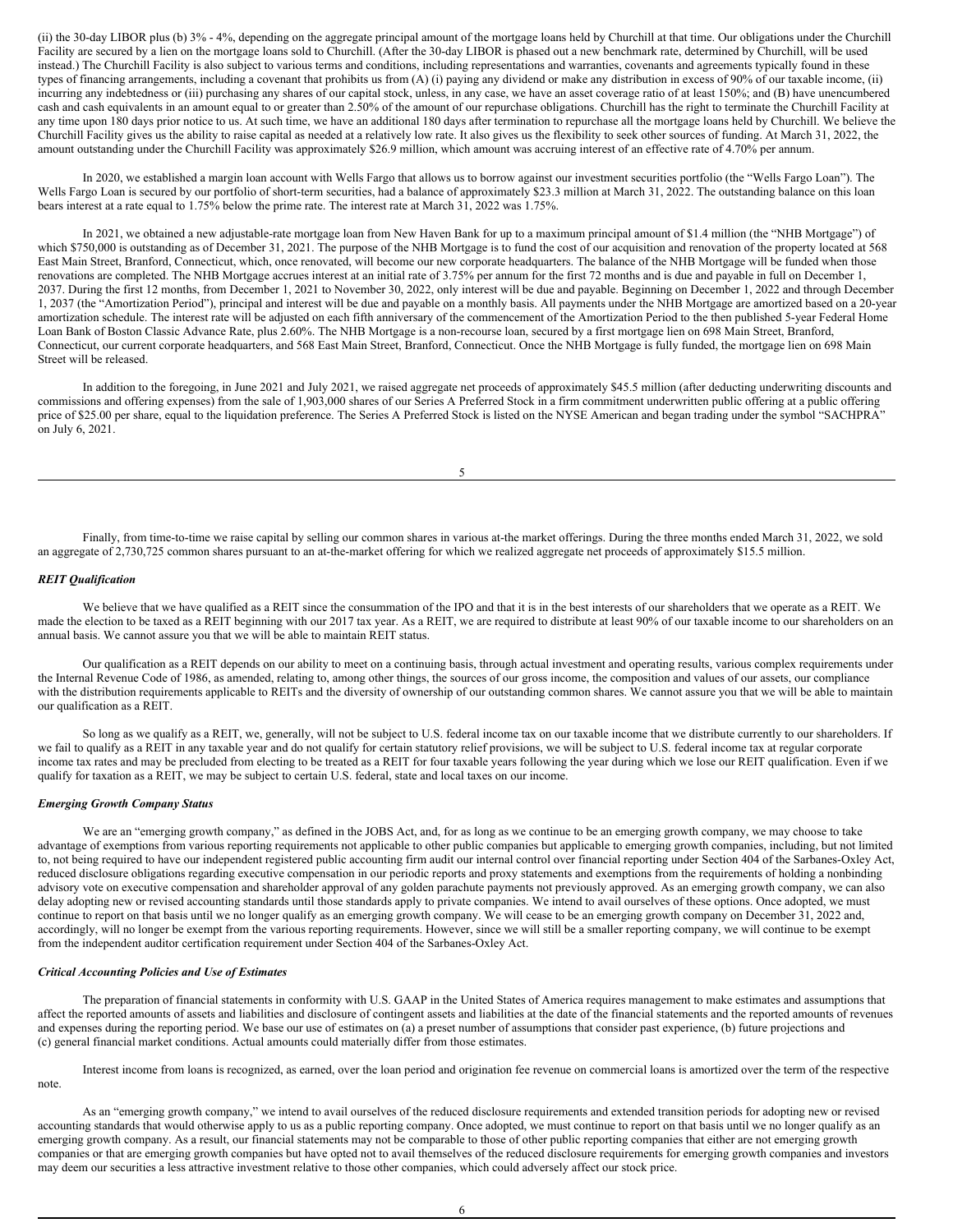(ii) the 30-day LIBOR plus (b) 3% - 4%, depending on the aggregate principal amount of the mortgage loans held by Churchill at that time. Our obligations under the Churchill Facility are secured by a lien on the mortgage loans sold to Churchill. (After the 30-day LIBOR is phased out a new benchmark rate, determined by Churchill, will be used instead.) The Churchill Facility is also subject to various terms and conditions, including representations and warranties, covenants and agreements typically found in these types of financing arrangements, including a covenant that prohibits us from (A) (i) paying any dividend or make any distribution in excess of 90% of our taxable income, (ii) incurring any indebtedness or (iii) purchasing any shares of our capital stock, unless, in any case, we have an asset coverage ratio of at least 150%; and (B) have unencumbered cash and cash equivalents in an amount equal to or greater than 2.50% of the amount of our repurchase obligations. Churchill has the right to terminate the Churchill Facility at any time upon 180 days prior notice to us. At such time, we have an additional 180 days after termination to repurchase all the mortgage loans held by Churchill. We believe the Churchill Facility gives us the ability to raise capital as needed at a relatively low rate. It also gives us the flexibility to seek other sources of funding. At March 31, 2022, the amount outstanding under the Churchill Facility was approximately $26.9 million, which amount was accruing interest of an effective rate of 4.70% per annum.

In 2020, we established a margin loan account with Wells Fargo that allows us to borrow against our investment securities portfolio (the "Wells Fargo Loan"). The Wells Fargo Loan is secured by our portfolio of short-term securities, had a balance of approximately $23.3 million at March 31, 2022. The outstanding balance on this loan bears interest at a rate equal to 1.75% below the prime rate. The interest rate at March 31, 2022 was 1.75%.

In 2021, we obtained a new adjustable-rate mortgage loan from New Haven Bank for up to a maximum principal amount of $1.4 million (the "NHB Mortgage") of which $750,000 is outstanding as of December 31, 2021. The purpose of the NHB Mortgage is to fund the cost of our acquisition and renovation of the property located at 568 East Main Street, Branford, Connecticut, which, once renovated, will become our new corporate headquarters. The balance of the NHB Mortgage will be funded when those renovations are completed. The NHB Mortgage accrues interest at an initial rate of 3.75% per annum for the first 72 months and is due and payable in full on December 1, 2037. During the first 12 months, from December 1, 2021 to November 30, 2022, only interest will be due and payable. Beginning on December 1, 2022 and through December 1, 2037 (the "Amortization Period"), principal and interest will be due and payable on a monthly basis. All payments under the NHB Mortgage are amortized based on a 20-year amortization schedule. The interest rate will be adjusted on each fifth anniversary of the commencement of the Amortization Period to the then published 5-year Federal Home Loan Bank of Boston Classic Advance Rate, plus 2.60%. The NHB Mortgage is a non-recourse loan, secured by a first mortgage lien on 698 Main Street, Branford, Connecticut, our current corporate headquarters, and 568 East Main Street, Branford, Connecticut. Once the NHB Mortgage is fully funded, the mortgage lien on 698 Main Street will be released.

In addition to the foregoing, in June 2021 and July 2021, we raised aggregate net proceeds of approximately $45.5 million (after deducting underwriting discounts and commissions and offering expenses) from the sale of 1,903,000 shares of our Series A Preferred Stock in a firm commitment underwritten public offering at a public offering price of $25.00 per share, equal to the liquidation preference. The Series A Preferred Stock is listed on the NYSE American and began trading under the symbol "SACHPRA" on July 6, 2021.

Finally, from time-to-time we raise capital by selling our common shares in various at-the market offerings. During the three months ended March 31, 2022, we sold an aggregate of 2,730,725 common shares pursuant to an at-the-market offering for which we realized aggregate net proceeds of approximately $15.5 million.

### *REIT Qualification*

We believe that we have qualified as a REIT since the consummation of the IPO and that it is in the best interests of our shareholders that we operate as a REIT. We made the election to be taxed as a REIT beginning with our 2017 tax year. As a REIT, we are required to distribute at least 90% of our taxable income to our shareholders on an annual basis. We cannot assure you that we will be able to maintain REIT status.

Our qualification as a REIT depends on our ability to meet on a continuing basis, through actual investment and operating results, various complex requirements under the Internal Revenue Code of 1986, as amended, relating to, among other things, the sources of our gross income, the composition and values of our assets, our compliance with the distribution requirements applicable to REITs and the diversity of ownership of our outstanding common shares. We cannot assure you that we will be able to maintain our qualification as a REIT.

So long as we qualify as a REIT, we, generally, will not be subject to U.S. federal income tax on our taxable income that we distribute currently to our shareholders. If we fail to qualify as a REIT in any taxable year and do not qualify for certain statutory relief provisions, we will be subject to U.S. federal income tax at regular corporate income tax rates and may be precluded from electing to be treated as a REIT for four taxable years following the year during which we lose our REIT qualification. Even if we qualify for taxation as a REIT, we may be subject to certain U.S. federal, state and local taxes on our income.

### *Emerging Growth Company Status*

We are an "emerging growth company," as defined in the JOBS Act, and, for as long as we continue to be an emerging growth company, we may choose to take advantage of exemptions from various reporting requirements not applicable to other public companies but applicable to emerging growth companies, including, but not limited to, not being required to have our independent registered public accounting firm audit our internal control over financial reporting under Section 404 of the Sarbanes-Oxley Act, reduced disclosure obligations regarding executive compensation in our periodic reports and proxy statements and exemptions from the requirements of holding a nonbinding advisory vote on executive compensation and shareholder approval of any golden parachute payments not previously approved. As an emerging growth company, we can also delay adopting new or revised accounting standards until those standards apply to private companies. We intend to avail ourselves of these options. Once adopted, we must continue to report on that basis until we no longer qualify as an emerging growth company. We will cease to be an emerging growth company on December 31, 2022 and, accordingly, will no longer be exempt from the various reporting requirements. However, since we will still be a smaller reporting company, we will continue to be exempt from the independent auditor certification requirement under Section 404 of the Sarbanes-Oxley Act.

### *Critical Accounting Policies and Use of Estimates*

The preparation of financial statements in conformity with U.S. GAAP in the United States of America requires management to make estimates and assumptions that affect the reported amounts of assets and liabilities and disclosure of contingent assets and liabilities at the date of the financial statements and the reported amounts of revenues and expenses during the reporting period. We base our use of estimates on (a) a preset number of assumptions that consider past experience, (b) future projections and (c) general financial market conditions. Actual amounts could materially differ from those estimates.

Interest income from loans is recognized, as earned, over the loan period and origination fee revenue on commercial loans is amortized over the term of the respective note.

As an "emerging growth company," we intend to avail ourselves of the reduced disclosure requirements and extended transition periods for adopting new or revised accounting standards that would otherwise apply to us as a public reporting company. Once adopted, we must continue to report on that basis until we no longer qualify as an emerging growth company. As a result, our financial statements may not be comparable to those of other public reporting companies that either are not emerging growth companies or that are emerging growth companies but have opted not to avail themselves of the reduced disclosure requirements for emerging growth companies and investors may deem our securities a less attractive investment relative to those other companies, which could adversely affect our stock price.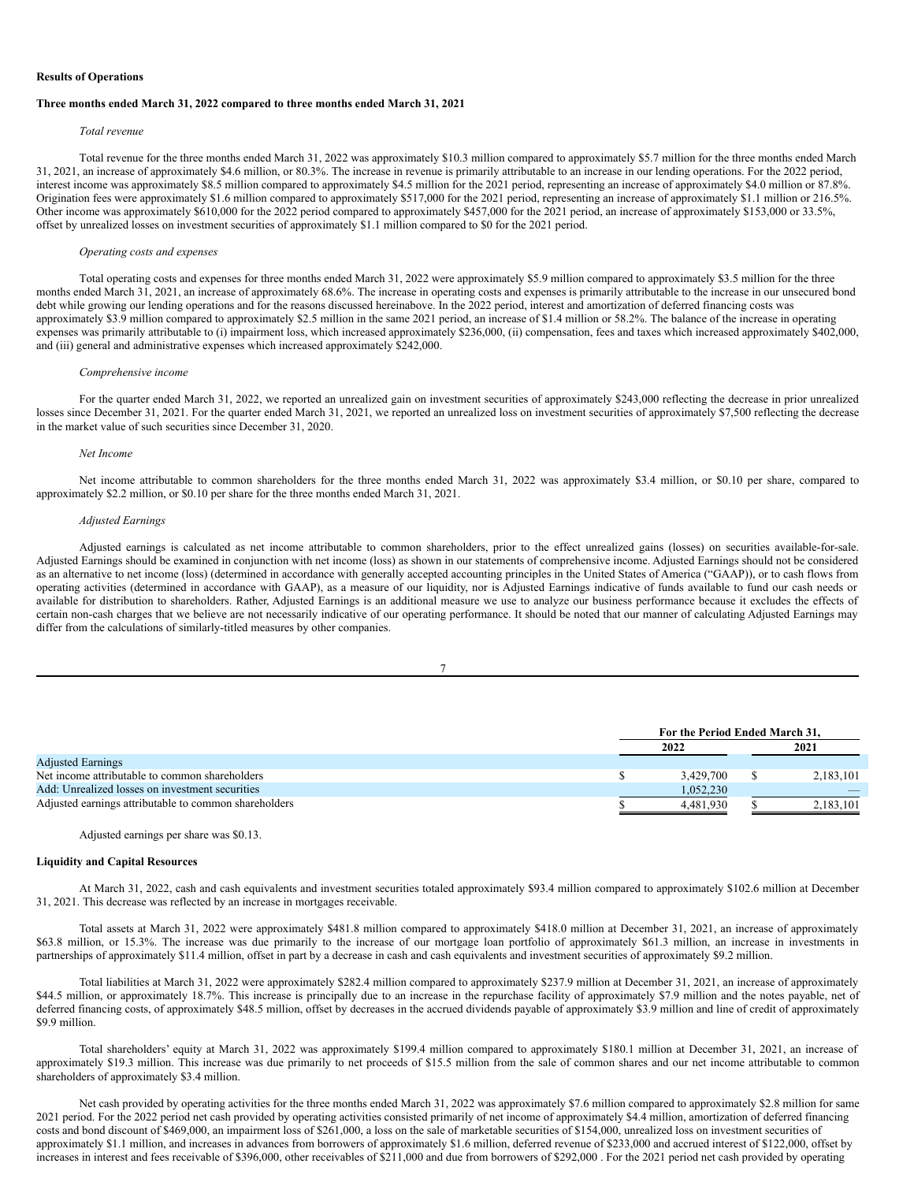**Results of Operations**

**Three months ended March 31, 2022 compared to three months ended March 31, 2021**

*Total revenue*

Total revenue for the three months ended March 31, 2022 was approximately $10.3 million compared to approximately $5.7 million for the three months ended March 31, 2021, an increase of approximately $4.6 million, or 80.3%. The increase in revenue is primarily attributable to an increase in our lending operations. For the 2022 period, interest income was approximately $8.5 million compared to approximately $4.5 million for the 2021 period, representing an increase of approximately $4.0 million or 87.8%. Origination fees were approximately $1.6 million compared to approximately $517,000 for the 2021 period, representing an increase of approximately $1.1 million or 216.5%. Other income was approximately $610,000 for the 2022 period compared to approximately $457,000 for the 2021 period, an increase of approximately $153,000 or 33.5%, offset by unrealized losses on investment securities of approximately $1.1 million compared to $0 for the 2021 period.

*Operating costs and expenses*

Total operating costs and expenses for three months ended March 31, 2022 were approximately $5.9 million compared to approximately $3.5 million for the three months ended March 31, 2021, an increase of approximately 68.6%. The increase in operating costs and expenses is primarily attributable to the increase in our unsecured bond debt while growing our lending operations and for the reasons discussed hereinabove. In the 2022 period, interest and amortization of deferred financing costs was approximately $3.9 million compared to approximately $2.5 million in the same 2021 period, an increase of $1.4 million or 58.2%. The balance of the increase in operating expenses was primarily attributable to (i) impairment loss, which increased approximately $236,000, (ii) compensation, fees and taxes which increased approximately $402,000, and (iii) general and administrative expenses which increased approximately $242,000.

*Comprehensive income*

For the quarter ended March 31, 2022, we reported an unrealized gain on investment securities of approximately $243,000 reflecting the decrease in prior unrealized losses since December 31, 2021. For the quarter ended March 31, 2021, we reported an unrealized loss on investment securities of approximately $7,500 reflecting the decrease in the market value of such securities since December 31, 2020.

*Net Income*

Net income attributable to common shareholders for the three months ended March 31, 2022 was approximately $3.4 million, or $0.10 per share, compared to approximately $2.2 million, or $0.10 per share for the three months ended March 31, 2021.

*Adjusted Earnings*

Adjusted earnings is calculated as net income attributable to common shareholders, prior to the effect unrealized gains (losses) on securities available-for-sale. Adjusted Earnings should be examined in conjunction with net income (loss) as shown in our statements of comprehensive income. Adjusted Earnings should not be considered as an alternative to net income (loss) (determined in accordance with generally accepted accounting principles in the United States of America ("GAAP")), or to cash flows from operating activities (determined in accordance with GAAP), as a measure of our liquidity, nor is Adjusted Earnings indicative of funds available to fund our cash needs or available for distribution to shareholders. Rather, Adjusted Earnings is an additional measure we use to analyze our business performance because it excludes the effects of certain non-cash charges that we believe are not necessarily indicative of our operating performance. It should be noted that our manner of calculating Adjusted Earnings may differ from the calculations of similarly-titled measures by other companies.

| | For the Period Ended March 31, | |
|---|---|---|
| | 2022 | 2021 |
| Adjusted Earnings | | |
| Net income attributable to common shareholders | $ 3,429,700 | $ 2,183,101 |
| Add: Unrealized losses on investment securities | 1,052,230 | — |
| Adjusted earnings attributable to common shareholders | $ 4,481,930 | $ 2,183,101 |

Adjusted earnings per share was $0.13.

**Liquidity and Capital Resources**

At March 31, 2022, cash and cash equivalents and investment securities totaled approximately $93.4 million compared to approximately $102.6 million at December 31, 2021. This decrease was reflected by an increase in mortgages receivable.

Total assets at March 31, 2022 were approximately $481.8 million compared to approximately $418.0 million at December 31, 2021, an increase of approximately $63.8 million, or 15.3%. The increase was due primarily to the increase of our mortgage loan portfolio of approximately $61.3 million, an increase in investments in partnerships of approximately $11.4 million, offset in part by a decrease in cash and cash equivalents and investment securities of approximately $9.2 million.

Total liabilities at March 31, 2022 were approximately $282.4 million compared to approximately $237.9 million at December 31, 2021, an increase of approximately $44.5 million, or approximately 18.7%. This increase is principally due to an increase in the repurchase facility of approximately $7.9 million and the notes payable, net of deferred financing costs, of approximately $48.5 million, offset by decreases in the accrued dividends payable of approximately $3.9 million and line of credit of approximately $9.9 million.

Total shareholders' equity at March 31, 2022 was approximately $199.4 million compared to approximately $180.1 million at December 31, 2021, an increase of approximately $19.3 million. This increase was due primarily to net proceeds of $15.5 million from the sale of common shares and our net income attributable to common shareholders of approximately $3.4 million.

Net cash provided by operating activities for the three months ended March 31, 2022 was approximately $7.6 million compared to approximately $2.8 million for same 2021 period. For the 2022 period net cash provided by operating activities consisted primarily of net income of approximately $4.4 million, amortization of deferred financing costs and bond discount of $469,000, an impairment loss of $261,000, a loss on the sale of marketable securities of $154,000, unrealized loss on investment securities of approximately $1.1 million, and increases in advances from borrowers of approximately $1.6 million, deferred revenue of $233,000 and accrued interest of $122,000, offset by increases in interest and fees receivable of $396,000, other receivables of $211,000 and due from borrowers of $292,000 . For the 2021 period net cash provided by operating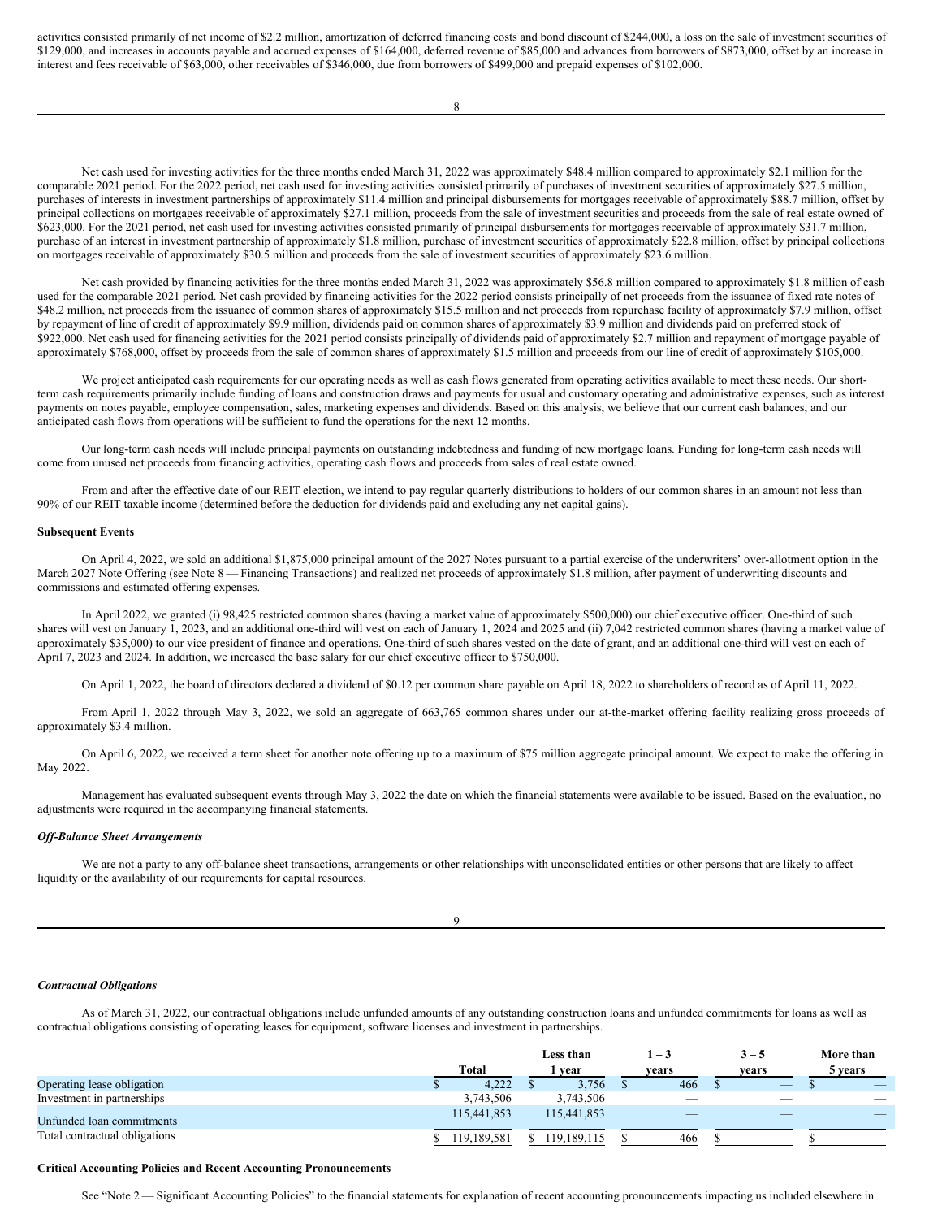activities consisted primarily of net income of $2.2 million, amortization of deferred financing costs and bond discount of $244,000, a loss on the sale of investment securities of $129,000, and increases in accounts payable and accrued expenses of $164,000, deferred revenue of $85,000 and advances from borrowers of $873,000, offset by an increase in interest and fees receivable of $63,000, other receivables of $346,000, due from borrowers of $499,000 and prepaid expenses of $102,000.

Net cash used for investing activities for the three months ended March 31, 2022 was approximately $48.4 million compared to approximately $2.1 million for the comparable 2021 period. For the 2022 period, net cash used for investing activities consisted primarily of purchases of investment securities of approximately $27.5 million, purchases of interests in investment partnerships of approximately $11.4 million and principal disbursements for mortgages receivable of approximately $88.7 million, offset by principal collections on mortgages receivable of approximately $27.1 million, proceeds from the sale of investment securities and proceeds from the sale of real estate owned of $623,000. For the 2021 period, net cash used for investing activities consisted primarily of principal disbursements for mortgages receivable of approximately $31.7 million, purchase of an interest in investment partnership of approximately $1.8 million, purchase of investment securities of approximately $22.8 million, offset by principal collections on mortgages receivable of approximately $30.5 million and proceeds from the sale of investment securities of approximately $23.6 million.

Net cash provided by financing activities for the three months ended March 31, 2022 was approximately $56.8 million compared to approximately $1.8 million of cash used for the comparable 2021 period. Net cash provided by financing activities for the 2022 period consists principally of net proceeds from the issuance of fixed rate notes of $48.2 million, net proceeds from the issuance of common shares of approximately $15.5 million and net proceeds from repurchase facility of approximately $7.9 million, offset by repayment of line of credit of approximately $9.9 million, dividends paid on common shares of approximately $3.9 million and dividends paid on preferred stock of $922,000. Net cash used for financing activities for the 2021 period consists principally of dividends paid of approximately $2.7 million and repayment of mortgage payable of approximately $768,000, offset by proceeds from the sale of common shares of approximately $1.5 million and proceeds from our line of credit of approximately $105,000.

We project anticipated cash requirements for our operating needs as well as cash flows generated from operating activities available to meet these needs. Our short-term cash requirements primarily include funding of loans and construction draws and payments for usual and customary operating and administrative expenses, such as interest payments on notes payable, employee compensation, sales, marketing expenses and dividends. Based on this analysis, we believe that our current cash balances, and our anticipated cash flows from operations will be sufficient to fund the operations for the next 12 months.

Our long-term cash needs will include principal payments on outstanding indebtedness and funding of new mortgage loans. Funding for long-term cash needs will come from unused net proceeds from financing activities, operating cash flows and proceeds from sales of real estate owned.

From and after the effective date of our REIT election, we intend to pay regular quarterly distributions to holders of our common shares in an amount not less than 90% of our REIT taxable income (determined before the deduction for dividends paid and excluding any net capital gains).

**Subsequent Events**

On April 4, 2022, we sold an additional $1,875,000 principal amount of the 2027 Notes pursuant to a partial exercise of the underwriters' over-allotment option in the March 2027 Note Offering (see Note 8 — Financing Transactions) and realized net proceeds of approximately $1.8 million, after payment of underwriting discounts and commissions and estimated offering expenses.

In April 2022, we granted (i) 98,425 restricted common shares (having a market value of approximately $500,000) our chief executive officer. One-third of such shares will vest on January 1, 2023, and an additional one-third will vest on each of January 1, 2024 and 2025 and (ii) 7,042 restricted common shares (having a market value of approximately $35,000) to our vice president of finance and operations. One-third of such shares vested on the date of grant, and an additional one-third will vest on each of April 7, 2023 and 2024. In addition, we increased the base salary for our chief executive officer to $750,000.

On April 1, 2022, the board of directors declared a dividend of $0.12 per common share payable on April 18, 2022 to shareholders of record as of April 11, 2022.

From April 1, 2022 through May 3, 2022, we sold an aggregate of 663,765 common shares under our at-the-market offering facility realizing gross proceeds of approximately $3.4 million.

On April 6, 2022, we received a term sheet for another note offering up to a maximum of $75 million aggregate principal amount. We expect to make the offering in May 2022.

Management has evaluated subsequent events through May 3, 2022 the date on which the financial statements were available to be issued. Based on the evaluation, no adjustments were required in the accompanying financial statements.

***Off-Balance Sheet Arrangements***

We are not a party to any off-balance sheet transactions, arrangements or other relationships with unconsolidated entities or other persons that are likely to affect liquidity or the availability of our requirements for capital resources.

***Contractual Obligations***

As of March 31, 2022, our contractual obligations include unfunded amounts of any outstanding construction loans and unfunded commitments for loans as well as contractual obligations consisting of operating leases for equipment, software licenses and investment in partnerships.

| | Total | Less than 1 year | 1 – 3 years | 3 – 5 years | More than 5 years |
|---|---|---|---|---|---|
| Operating lease obligation | $ 4,222 | $ 3,756 | $ 466 | $ — | $ — |
| Investment in partnerships | 3,743,506 | 3,743,506 | — | — | — |
| Unfunded loan commitments | 115,441,853 | 115,441,853 | — | — | — |
| Total contractual obligations | $ 119,189,581 | $ 119,189,115 | $ 466 | $ — | $ — |

**Critical Accounting Policies and Recent Accounting Pronouncements**

See "Note 2 — Significant Accounting Policies" to the financial statements for explanation of recent accounting pronouncements impacting us included elsewhere in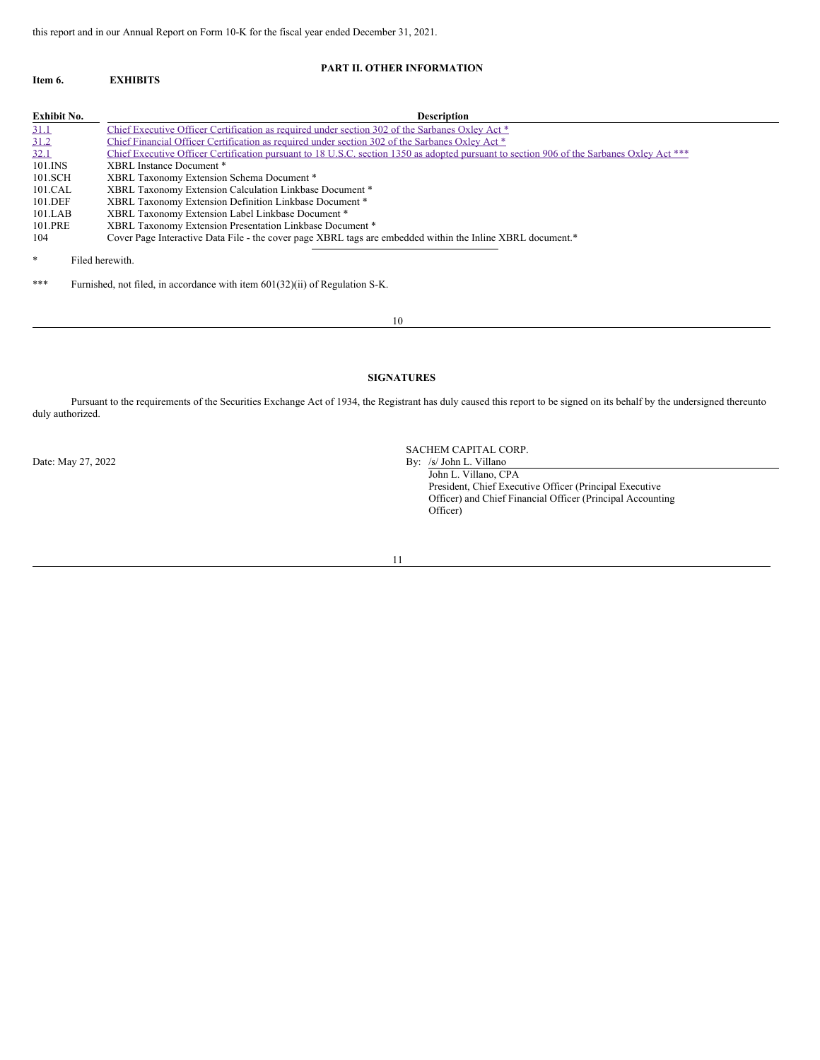this report and in our Annual Report on Form 10-K for the fiscal year ended December 31, 2021.

## PART II. OTHER INFORMATION

### Item 6. EXHIBITS

| Exhibit No. | Description |
|---|---|
| 31.1 | Chief Executive Officer Certification as required under section 302 of the Sarbanes Oxley Act * |
| 31.2 | Chief Financial Officer Certification as required under section 302 of the Sarbanes Oxley Act * |
| 32.1 | Chief Executive Officer Certification pursuant to 18 U.S.C. section 1350 as adopted pursuant to section 906 of the Sarbanes Oxley Act *** |
| 101.INS | XBRL Instance Document * |
| 101.SCH | XBRL Taxonomy Extension Schema Document * |
| 101.CAL | XBRL Taxonomy Extension Calculation Linkbase Document * |
| 101.DEF | XBRL Taxonomy Extension Definition Linkbase Document * |
| 101.LAB | XBRL Taxonomy Extension Label Linkbase Document * |
| 101.PRE | XBRL Taxonomy Extension Presentation Linkbase Document * |
| 104 | Cover Page Interactive Data File - the cover page XBRL tags are embedded within the Inline XBRL document.* |

\* Filed herewith.

\*\*\* Furnished, not filed, in accordance with item 601(32)(ii) of Regulation S-K.

## SIGNATURES

Pursuant to the requirements of the Securities Exchange Act of 1934, the Registrant has duly caused this report to be signed on its behalf by the undersigned thereunto duly authorized.

Date: May 27, 2022

SACHEM CAPITAL CORP.

By: /s/ John L. Villano

John L. Villano, CPA
President, Chief Executive Officer (Principal Executive Officer) and Chief Financial Officer (Principal Accounting Officer)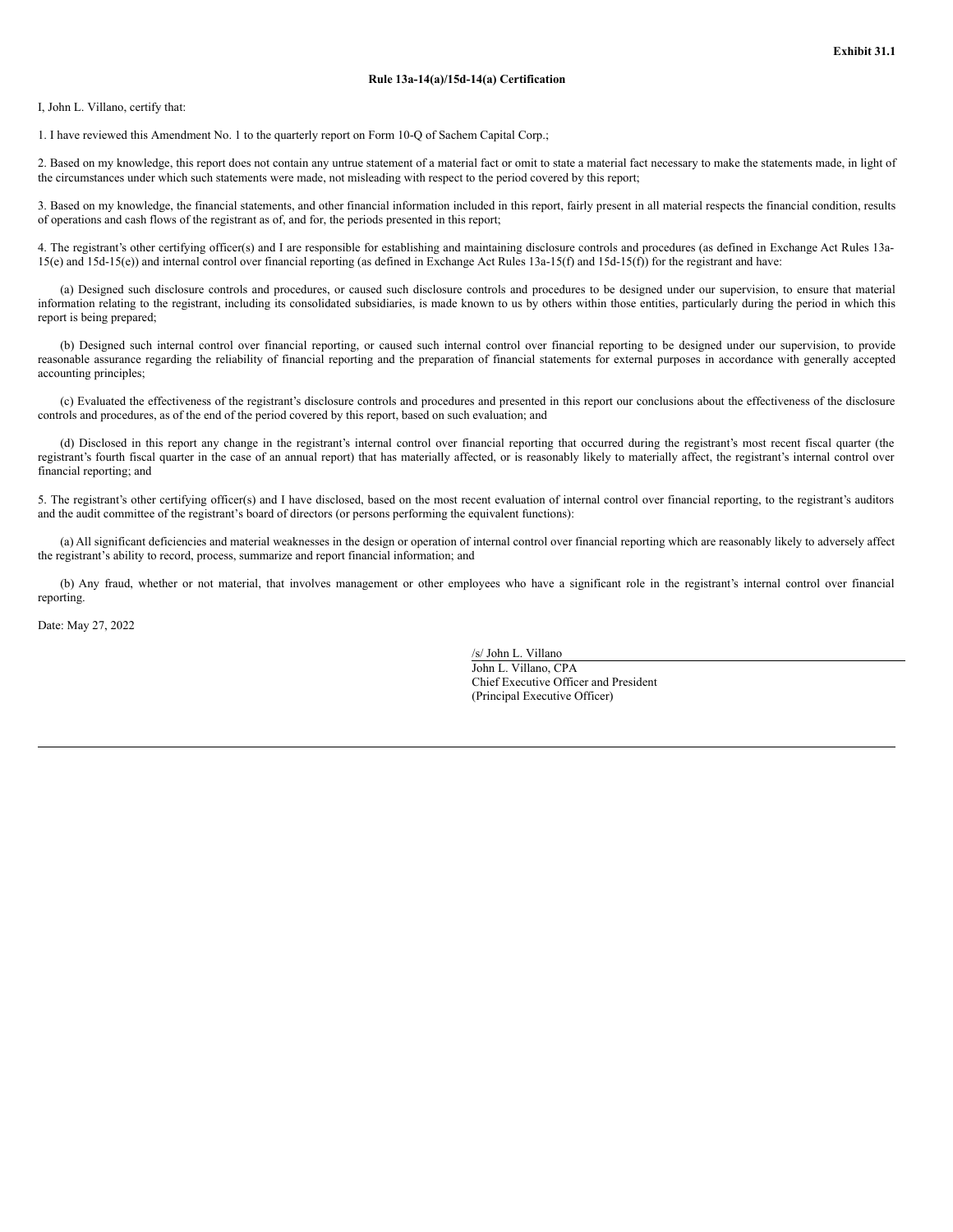**Exhibit 31.1**

**Rule 13a-14(a)/15d-14(a) Certification**

I, John L. Villano, certify that:

1. I have reviewed this Amendment No. 1 to the quarterly report on Form 10-Q of Sachem Capital Corp.;

2. Based on my knowledge, this report does not contain any untrue statement of a material fact or omit to state a material fact necessary to make the statements made, in light of the circumstances under which such statements were made, not misleading with respect to the period covered by this report;

3. Based on my knowledge, the financial statements, and other financial information included in this report, fairly present in all material respects the financial condition, results of operations and cash flows of the registrant as of, and for, the periods presented in this report;

4. The registrant's other certifying officer(s) and I are responsible for establishing and maintaining disclosure controls and procedures (as defined in Exchange Act Rules 13a-15(e) and 15d-15(e)) and internal control over financial reporting (as defined in Exchange Act Rules 13a-15(f) and 15d-15(f)) for the registrant and have:

(a) Designed such disclosure controls and procedures, or caused such disclosure controls and procedures to be designed under our supervision, to ensure that material information relating to the registrant, including its consolidated subsidiaries, is made known to us by others within those entities, particularly during the period in which this report is being prepared;

(b) Designed such internal control over financial reporting, or caused such internal control over financial reporting to be designed under our supervision, to provide reasonable assurance regarding the reliability of financial reporting and the preparation of financial statements for external purposes in accordance with generally accepted accounting principles;

(c) Evaluated the effectiveness of the registrant's disclosure controls and procedures and presented in this report our conclusions about the effectiveness of the disclosure controls and procedures, as of the end of the period covered by this report, based on such evaluation; and

(d) Disclosed in this report any change in the registrant's internal control over financial reporting that occurred during the registrant's most recent fiscal quarter (the registrant's fourth fiscal quarter in the case of an annual report) that has materially affected, or is reasonably likely to materially affect, the registrant's internal control over financial reporting; and

5. The registrant's other certifying officer(s) and I have disclosed, based on the most recent evaluation of internal control over financial reporting, to the registrant's auditors and the audit committee of the registrant's board of directors (or persons performing the equivalent functions):

(a) All significant deficiencies and material weaknesses in the design or operation of internal control over financial reporting which are reasonably likely to adversely affect the registrant's ability to record, process, summarize and report financial information; and

(b) Any fraud, whether or not material, that involves management or other employees who have a significant role in the registrant's internal control over financial reporting.

Date: May 27, 2022

/s/ John L. Villano
John L. Villano, CPA
Chief Executive Officer and President
(Principal Executive Officer)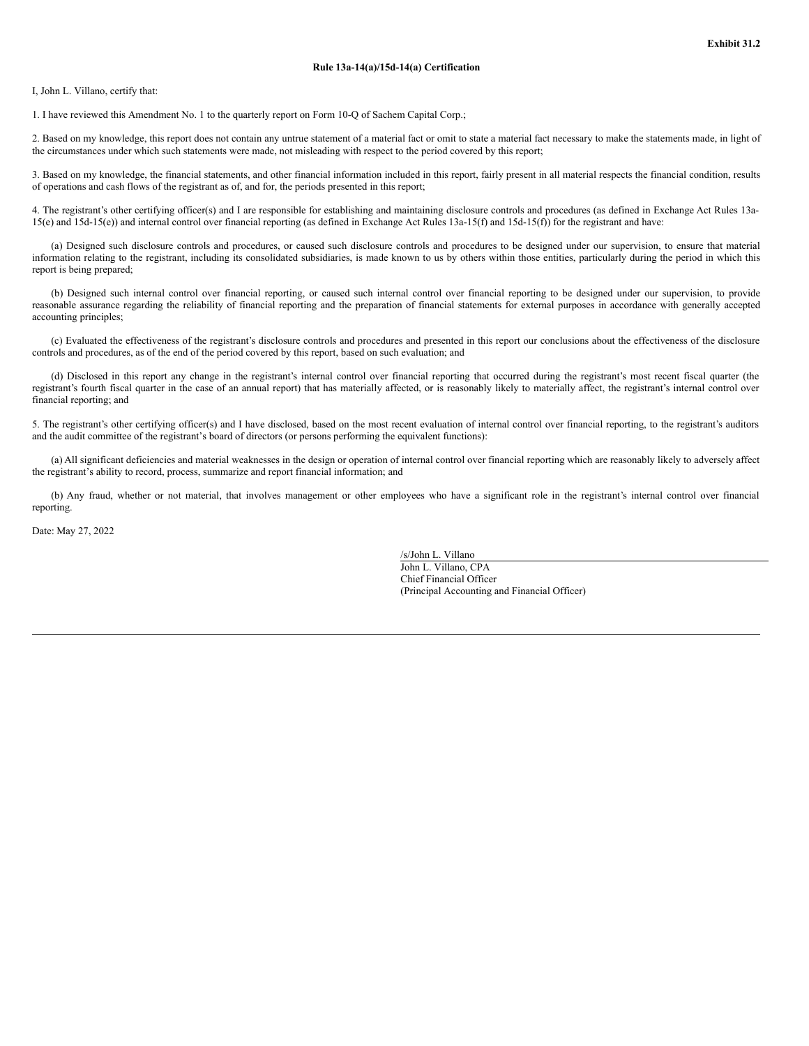**Exhibit 31.2**

**Rule 13a-14(a)/15d-14(a) Certification**

I, John L. Villano, certify that:

1. I have reviewed this Amendment No. 1 to the quarterly report on Form 10-Q of Sachem Capital Corp.;

2. Based on my knowledge, this report does not contain any untrue statement of a material fact or omit to state a material fact necessary to make the statements made, in light of the circumstances under which such statements were made, not misleading with respect to the period covered by this report;

3. Based on my knowledge, the financial statements, and other financial information included in this report, fairly present in all material respects the financial condition, results of operations and cash flows of the registrant as of, and for, the periods presented in this report;

4. The registrant's other certifying officer(s) and I are responsible for establishing and maintaining disclosure controls and procedures (as defined in Exchange Act Rules 13a-15(e) and 15d-15(e)) and internal control over financial reporting (as defined in Exchange Act Rules 13a-15(f) and 15d-15(f)) for the registrant and have:

(a) Designed such disclosure controls and procedures, or caused such disclosure controls and procedures to be designed under our supervision, to ensure that material information relating to the registrant, including its consolidated subsidiaries, is made known to us by others within those entities, particularly during the period in which this report is being prepared;

(b) Designed such internal control over financial reporting, or caused such internal control over financial reporting to be designed under our supervision, to provide reasonable assurance regarding the reliability of financial reporting and the preparation of financial statements for external purposes in accordance with generally accepted accounting principles;

(c) Evaluated the effectiveness of the registrant's disclosure controls and procedures and presented in this report our conclusions about the effectiveness of the disclosure controls and procedures, as of the end of the period covered by this report, based on such evaluation; and

(d) Disclosed in this report any change in the registrant's internal control over financial reporting that occurred during the registrant's most recent fiscal quarter (the registrant's fourth fiscal quarter in the case of an annual report) that has materially affected, or is reasonably likely to materially affect, the registrant's internal control over financial reporting; and

5. The registrant's other certifying officer(s) and I have disclosed, based on the most recent evaluation of internal control over financial reporting, to the registrant's auditors and the audit committee of the registrant's board of directors (or persons performing the equivalent functions):

(a) All significant deficiencies and material weaknesses in the design or operation of internal control over financial reporting which are reasonably likely to adversely affect the registrant's ability to record, process, summarize and report financial information; and

(b) Any fraud, whether or not material, that involves management or other employees who have a significant role in the registrant's internal control over financial reporting.

Date: May 27, 2022

/s/John L. Villano
John L. Villano, CPA
Chief Financial Officer
(Principal Accounting and Financial Officer)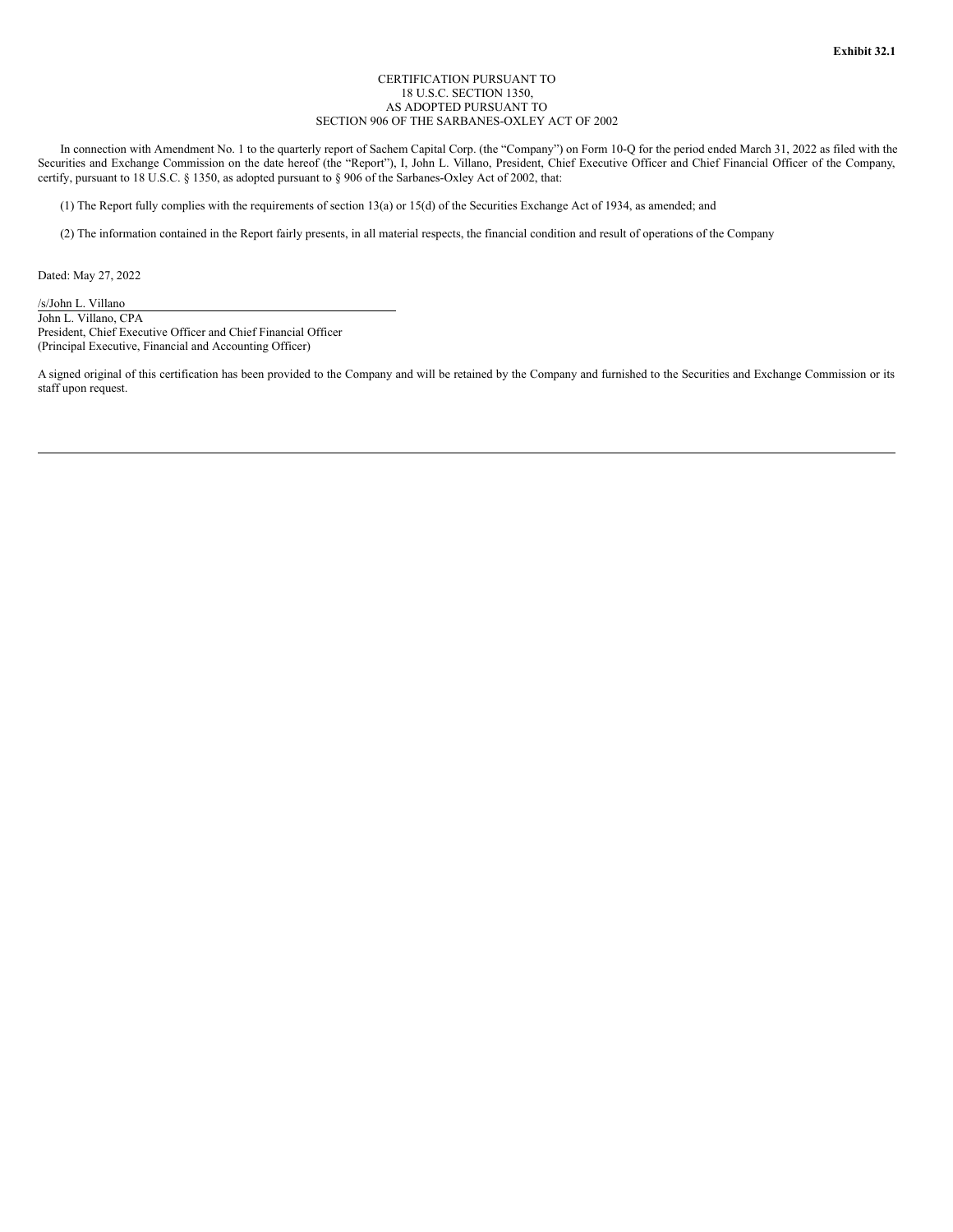**Exhibit 32.1**

CERTIFICATION PURSUANT TO
18 U.S.C. SECTION 1350,
AS ADOPTED PURSUANT TO
SECTION 906 OF THE SARBANES-OXLEY ACT OF 2002

In connection with Amendment No. 1 to the quarterly report of Sachem Capital Corp. (the "Company") on Form 10-Q for the period ended March 31, 2022 as filed with the Securities and Exchange Commission on the date hereof (the "Report"), I, John L. Villano, President, Chief Executive Officer and Chief Financial Officer of the Company, certify, pursuant to 18 U.S.C. § 1350, as adopted pursuant to § 906 of the Sarbanes-Oxley Act of 2002, that:

(1) The Report fully complies with the requirements of section 13(a) or 15(d) of the Securities Exchange Act of 1934, as amended; and

(2) The information contained in the Report fairly presents, in all material respects, the financial condition and result of operations of the Company

Dated: May 27, 2022

/s/John L. Villano
John L. Villano, CPA
President, Chief Executive Officer and Chief Financial Officer
(Principal Executive, Financial and Accounting Officer)

A signed original of this certification has been provided to the Company and will be retained by the Company and furnished to the Securities and Exchange Commission or its staff upon request.